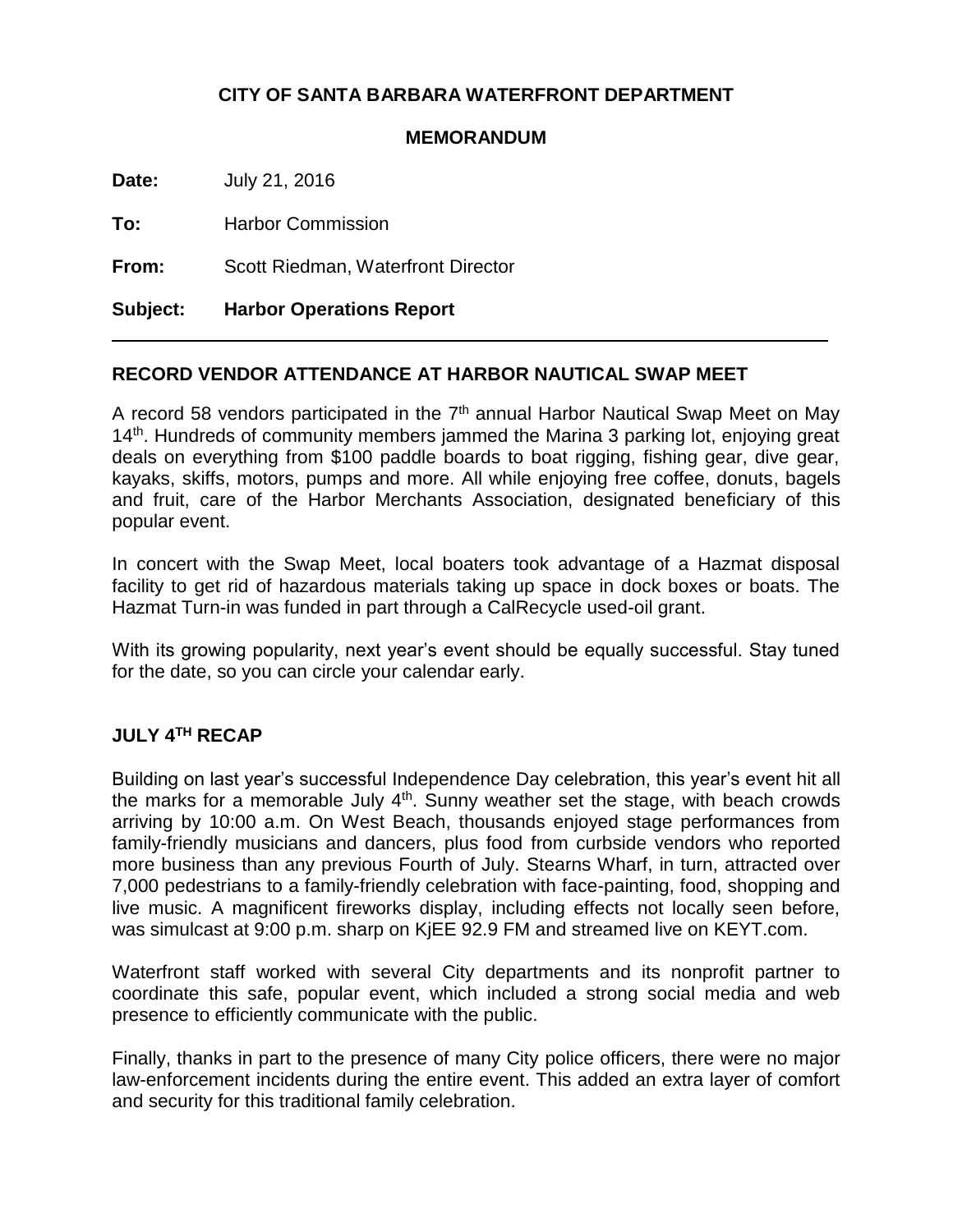**CITY OF SANTA BARBARA WATERFRONT DEPARTMENT**

**MEMORANDUM**

**Date:** July 21, 2016

**To:** Harbor Commission

**From:** Scott Riedman, Waterfront Director

**Subject:** **Harbor Operations Report**

---

## RECORD VENDOR ATTENDANCE AT HARBOR NAUTICAL SWAP MEET

A record 58 vendors participated in the 7th annual Harbor Nautical Swap Meet on May 14th. Hundreds of community members jammed the Marina 3 parking lot, enjoying great deals on everything from $100 paddle boards to boat rigging, fishing gear, dive gear, kayaks, skiffs, motors, pumps and more. All while enjoying free coffee, donuts, bagels and fruit, care of the Harbor Merchants Association, designated beneficiary of this popular event.

In concert with the Swap Meet, local boaters took advantage of a Hazmat disposal facility to get rid of hazardous materials taking up space in dock boxes or boats. The Hazmat Turn-in was funded in part through a CalRecycle used-oil grant.

With its growing popularity, next year's event should be equally successful. Stay tuned for the date, so you can circle your calendar early.

## JULY 4TH RECAP

Building on last year's successful Independence Day celebration, this year's event hit all the marks for a memorable July 4th. Sunny weather set the stage, with beach crowds arriving by 10:00 a.m. On West Beach, thousands enjoyed stage performances from family-friendly musicians and dancers, plus food from curbside vendors who reported more business than any previous Fourth of July. Stearns Wharf, in turn, attracted over 7,000 pedestrians to a family-friendly celebration with face-painting, food, shopping and live music. A magnificent fireworks display, including effects not locally seen before, was simulcast at 9:00 p.m. sharp on KjEE 92.9 FM and streamed live on KEYT.com.

Waterfront staff worked with several City departments and its nonprofit partner to coordinate this safe, popular event, which included a strong social media and web presence to efficiently communicate with the public.

Finally, thanks in part to the presence of many City police officers, there were no major law-enforcement incidents during the entire event. This added an extra layer of comfort and security for this traditional family celebration.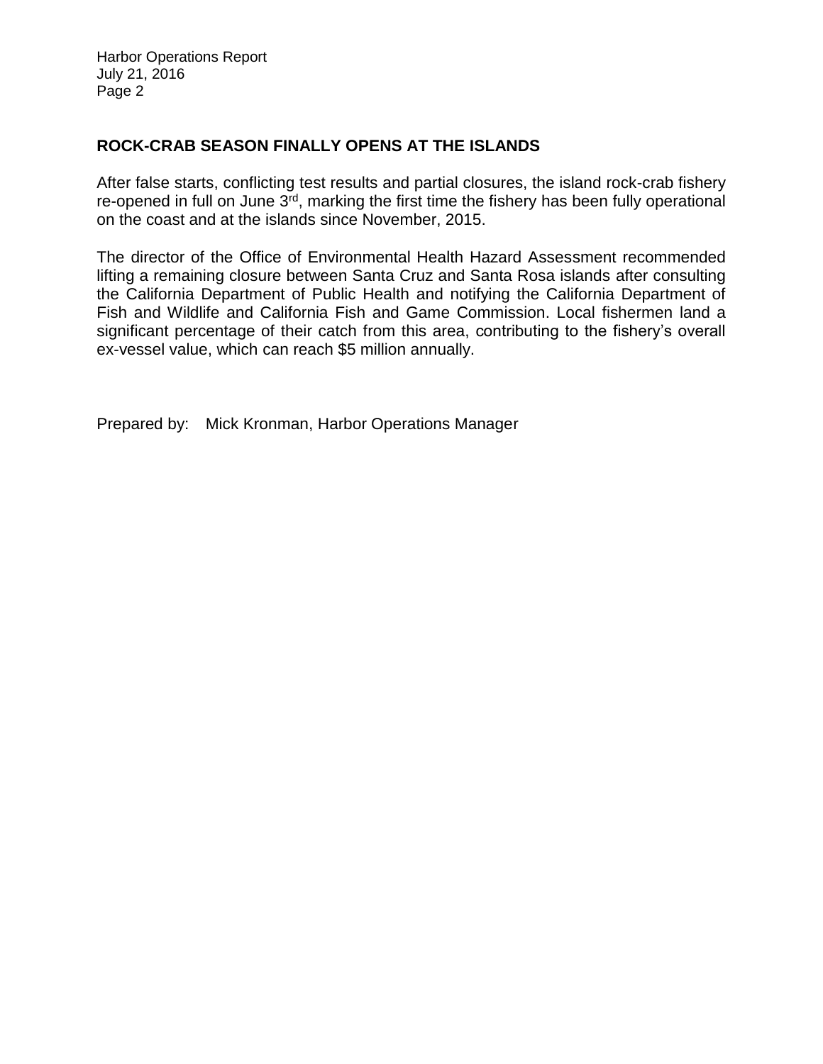## ROCK-CRAB SEASON FINALLY OPENS AT THE ISLANDS

After false starts, conflicting test results and partial closures, the island rock-crab fishery re-opened in full on June 3rd, marking the first time the fishery has been fully operational on the coast and at the islands since November, 2015.

The director of the Office of Environmental Health Hazard Assessment recommended lifting a remaining closure between Santa Cruz and Santa Rosa islands after consulting the California Department of Public Health and notifying the California Department of Fish and Wildlife and California Fish and Game Commission. Local fishermen land a significant percentage of their catch from this area, contributing to the fishery's overall ex-vessel value, which can reach $5 million annually.

Prepared by: Mick Kronman, Harbor Operations Manager